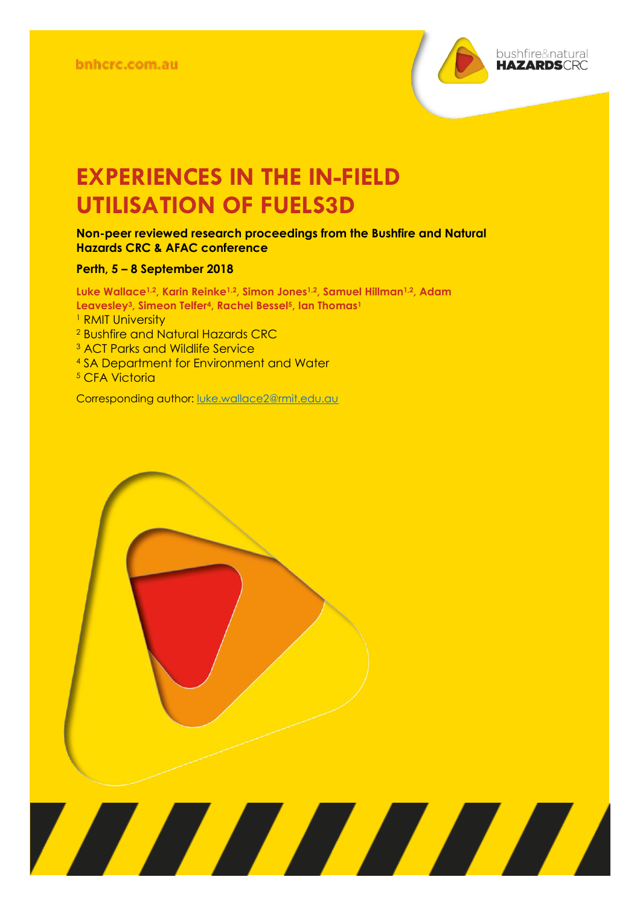bnhcrc.com.au

# EXPERIENCES IN THE IN-FIELD UTILISATION OF FUELS3D

**Non-peer reviewed research proceedings from the Bushfire and Natural Hazards CRC & AFAC conference**

**Perth, 5 – 8 September 2018**

**Luke Wallace[1,2], Karin Reinke[1,2], Simon Jones[1,2], Samuel Hillman[1,2], Adam Leavesley[3], Simeon Telfer[4], Rachel Bessel[5], Ian Thomas[1]**

[1] RMIT University
[2] Bushfire and Natural Hazards CRC
[3] ACT Parks and Wildlife Service
[4] SA Department for Environment and Water
[5] CFA Victoria

Corresponding author: luke.wallace2@rmit.edu.au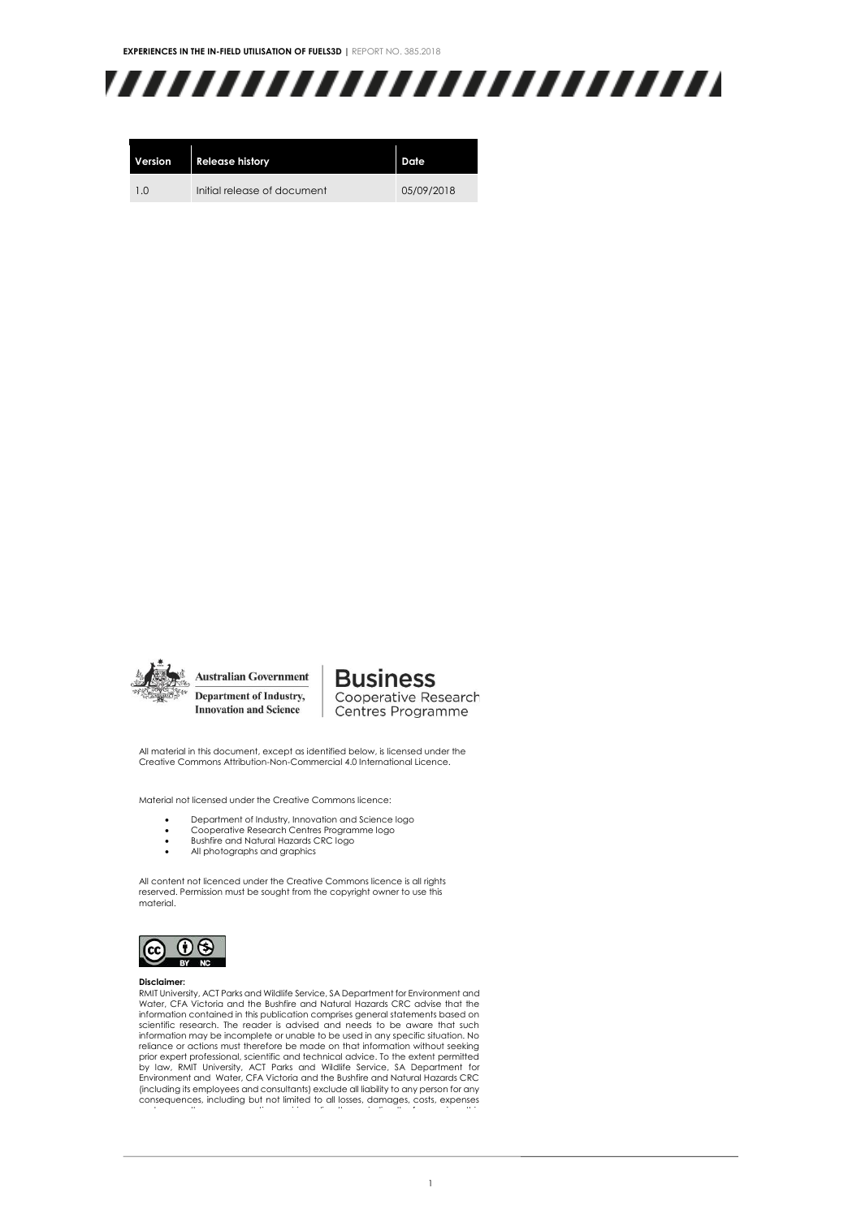| Version | Release history | Date |
| --- | --- | --- |
| 1.0 | Initial release of document | 05/09/2018 |

Australian Government
Department of Industry, Innovation and Science

**Business**
Cooperative Research Centres Programme

All material in this document, except as identified below, is licensed under the Creative Commons Attribution-Non-Commercial 4.0 International Licence.

Material not licensed under the Creative Commons licence:

- Department of Industry, Innovation and Science logo
- Cooperative Research Centres Programme logo
- Bushfire and Natural Hazards CRC logo
- All photographs and graphics

All content not licenced under the Creative Commons licence is all rights reserved. Permission must be sought from the copyright owner to use this material.

**Disclaimer:**
RMIT University, ACT Parks and Wildlife Service, SA Department for Environment and Water, CFA Victoria and the Bushfire and Natural Hazards CRC advise that the information contained in this publication comprises general statements based on scientific research. The reader is advised and needs to be aware that such information may be incomplete or unable to be used in any specific situation. No reliance or actions must therefore be made on that information without seeking prior expert professional, scientific and technical advice. To the extent permitted by law, RMIT University, ACT Parks and Wildlife Service, SA Department for Environment and Water, CFA Victoria and the Bushfire and Natural Hazards CRC (including its employees and consultants) exclude all liability to any person for any consequences, including but not limited to all losses, damages, costs, expenses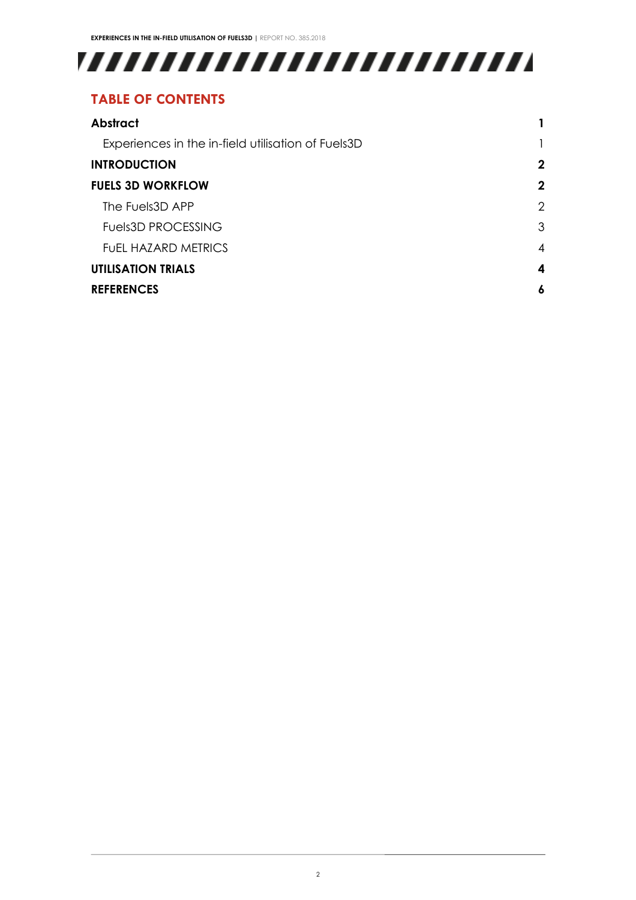## TABLE OF CONTENTS

| | |
|---|---|
| **Abstract** | **1** |
| Experiences in the in-field utilisation of Fuels3D | 1 |
| **INTRODUCTION** | **2** |
| **FUELS 3D WORKFLOW** | **2** |
| The Fuels3D APP | 2 |
| Fuels3D PROCESSING | 3 |
| FuEL HAZARD METRICS | 4 |
| **UTILISATION TRIALS** | **4** |
| **REFERENCES** | **6** |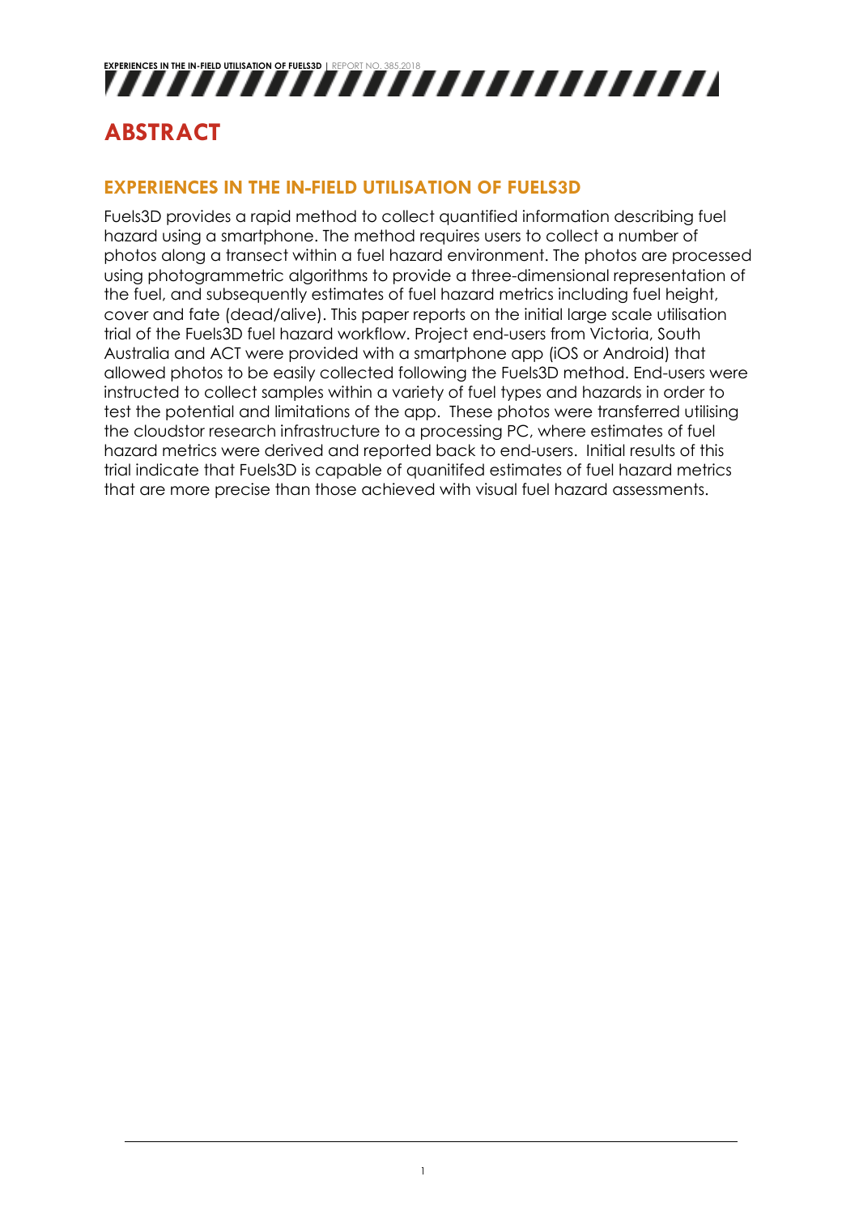# ABSTRACT

## EXPERIENCES IN THE IN-FIELD UTILISATION OF FUELS3D

Fuels3D provides a rapid method to collect quantified information describing fuel hazard using a smartphone. The method requires users to collect a number of photos along a transect within a fuel hazard environment. The photos are processed using photogrammetric algorithms to provide a three-dimensional representation of the fuel, and subsequently estimates of fuel hazard metrics including fuel height, cover and fate (dead/alive). This paper reports on the initial large scale utilisation trial of the Fuels3D fuel hazard workflow. Project end-users from Victoria, South Australia and ACT were provided with a smartphone app (iOS or Android) that allowed photos to be easily collected following the Fuels3D method. End-users were instructed to collect samples within a variety of fuel types and hazards in order to test the potential and limitations of the app. These photos were transferred utilising the cloudstor research infrastructure to a processing PC, where estimates of fuel hazard metrics were derived and reported back to end-users. Initial results of this trial indicate that Fuels3D is capable of quanitifed estimates of fuel hazard metrics that are more precise than those achieved with visual fuel hazard assessments.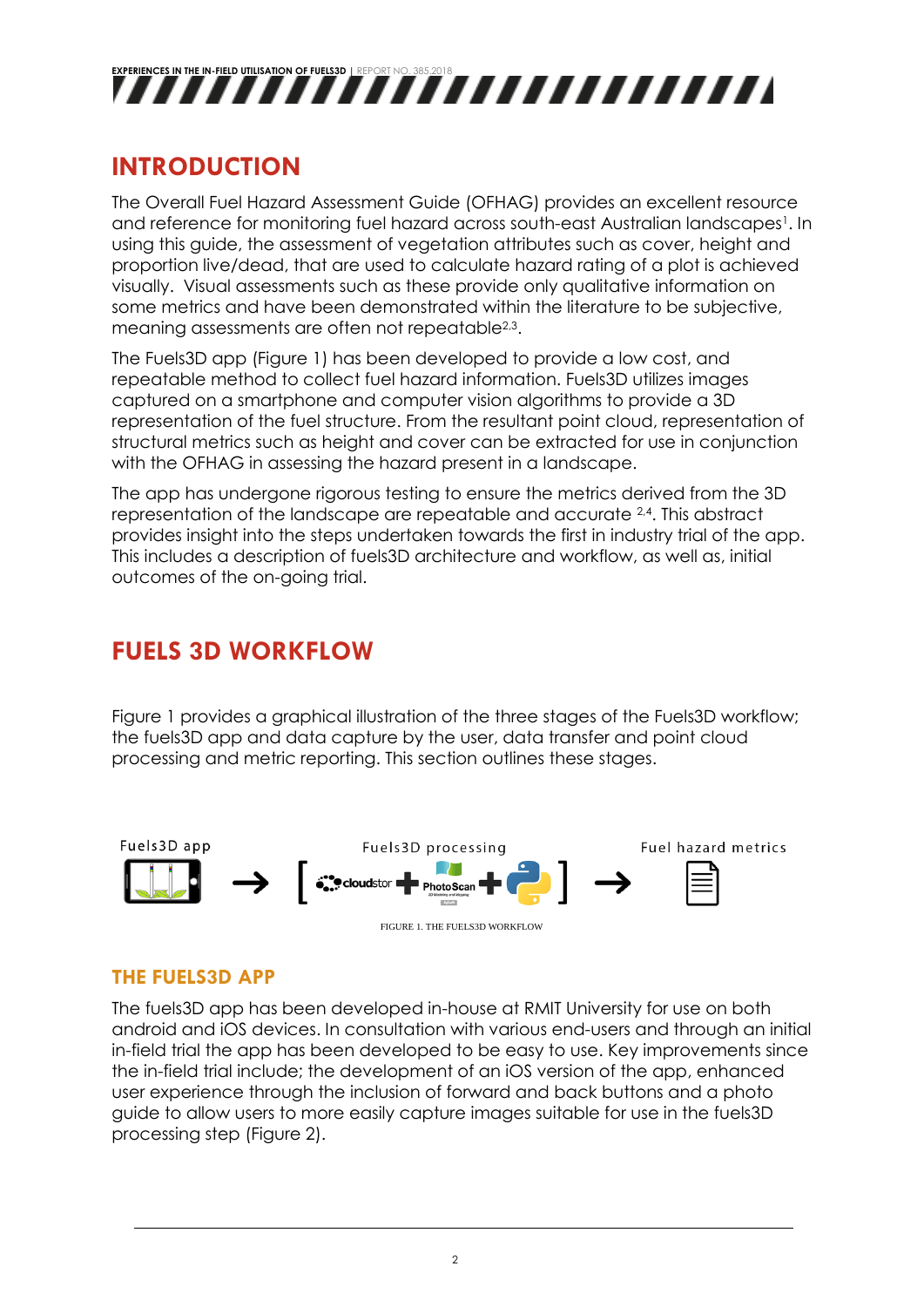## INTRODUCTION

The Overall Fuel Hazard Assessment Guide (OFHAG) provides an excellent resource and reference for monitoring fuel hazard across south-east Australian landscapes[1]. In using this guide, the assessment of vegetation attributes such as cover, height and proportion live/dead, that are used to calculate hazard rating of a plot is achieved visually. Visual assessments such as these provide only qualitative information on some metrics and have been demonstrated within the literature to be subjective, meaning assessments are often not repeatable[2,3].

The Fuels3D app (Figure 1) has been developed to provide a low cost, and repeatable method to collect fuel hazard information. Fuels3D utilizes images captured on a smartphone and computer vision algorithms to provide a 3D representation of the fuel structure. From the resultant point cloud, representation of structural metrics such as height and cover can be extracted for use in conjunction with the OFHAG in assessing the hazard present in a landscape.

The app has undergone rigorous testing to ensure the metrics derived from the 3D representation of the landscape are repeatable and accurate [2,4]. This abstract provides insight into the steps undertaken towards the first in industry trial of the app. This includes a description of fuels3D architecture and workflow, as well as, initial outcomes of the on-going trial.

## FUELS 3D WORKFLOW

Figure 1 provides a graphical illustration of the three stages of the Fuels3D workflow; the fuels3D app and data capture by the user, data transfer and point cloud processing and metric reporting. This section outlines these stages.

Fuels3D app → [ cloudstor + PhotoScan + Python ] → Fuel hazard metrics

Fuels3D processing

FIGURE 1. THE FUELS3D WORKFLOW

### THE FUELS3D APP

The fuels3D app has been developed in-house at RMIT University for use on both android and iOS devices. In consultation with various end-users and through an initial in-field trial the app has been developed to be easy to use. Key improvements since the in-field trial include; the development of an iOS version of the app, enhanced user experience through the inclusion of forward and back buttons and a photo guide to allow users to more easily capture images suitable for use in the fuels3D processing step (Figure 2).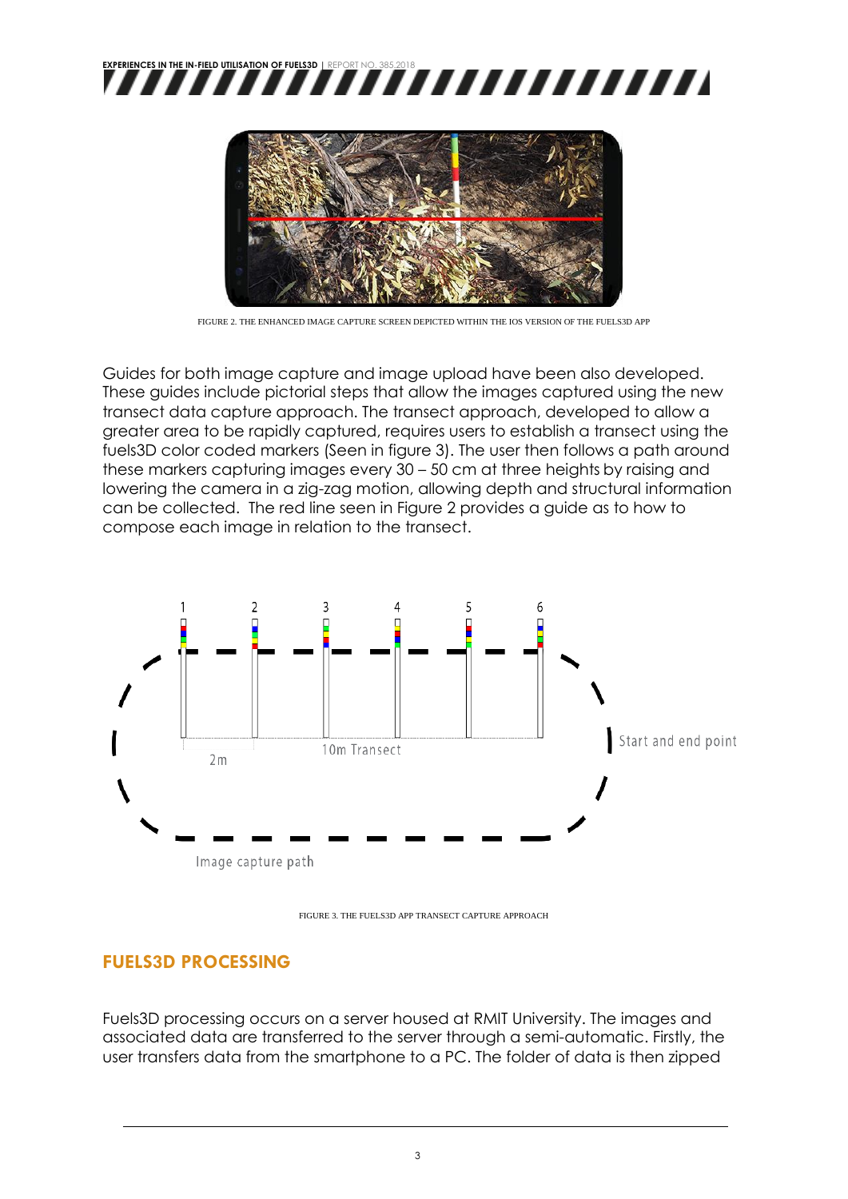FIGURE 2. THE ENHANCED IMAGE CAPTURE SCREEN DEPICTED WITHIN THE IOS VERSION OF THE FUELS3D APP

Guides for both image capture and image upload have been also developed. These guides include pictorial steps that allow the images captured using the new transect data capture approach. The transect approach, developed to allow a greater area to be rapidly captured, requires users to establish a transect using the fuels3D color coded markers (Seen in figure 3). The user then follows a path around these markers capturing images every 30 – 50 cm at three heights by raising and lowering the camera in a zig-zag motion, allowing depth and structural information can be collected. The red line seen in Figure 2 provides a guide as to how to compose each image in relation to the transect.

FIGURE 3. THE FUELS3D APP TRANSECT CAPTURE APPROACH

## FUELS3D PROCESSING

Fuels3D processing occurs on a server housed at RMIT University. The images and associated data are transferred to the server through a semi-automatic. Firstly, the user transfers data from the smartphone to a PC. The folder of data is then zipped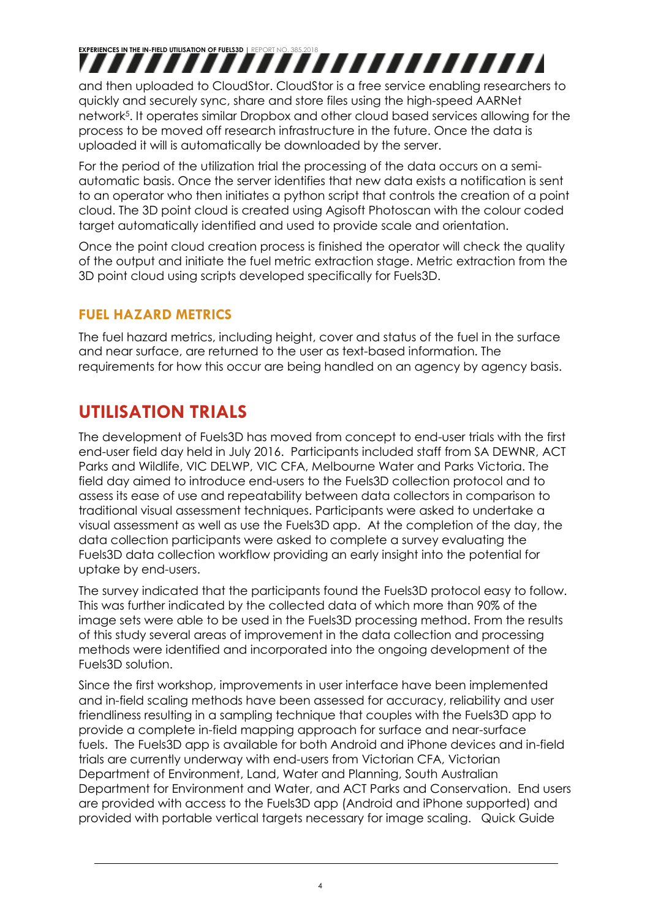and then uploaded to CloudStor. CloudStor is a free service enabling researchers to quickly and securely sync, share and store files using the high-speed AARNet network[5]. It operates similar Dropbox and other cloud based services allowing for the process to be moved off research infrastructure in the future. Once the data is uploaded it will is automatically be downloaded by the server.

For the period of the utilization trial the processing of the data occurs on a semi-automatic basis. Once the server identifies that new data exists a notification is sent to an operator who then initiates a python script that controls the creation of a point cloud. The 3D point cloud is created using Agisoft Photoscan with the colour coded target automatically identified and used to provide scale and orientation.

Once the point cloud creation process is finished the operator will check the quality of the output and initiate the fuel metric extraction stage. Metric extraction from the 3D point cloud using scripts developed specifically for Fuels3D.

### FUEL HAZARD METRICS

The fuel hazard metrics, including height, cover and status of the fuel in the surface and near surface, are returned to the user as text-based information. The requirements for how this occur are being handled on an agency by agency basis.

## UTILISATION TRIALS

The development of Fuels3D has moved from concept to end-user trials with the first end-user field day held in July 2016. Participants included staff from SA DEWNR, ACT Parks and Wildlife, VIC DELWP, VIC CFA, Melbourne Water and Parks Victoria. The field day aimed to introduce end-users to the Fuels3D collection protocol and to assess its ease of use and repeatability between data collectors in comparison to traditional visual assessment techniques. Participants were asked to undertake a visual assessment as well as use the Fuels3D app. At the completion of the day, the data collection participants were asked to complete a survey evaluating the Fuels3D data collection workflow providing an early insight into the potential for uptake by end-users.

The survey indicated that the participants found the Fuels3D protocol easy to follow. This was further indicated by the collected data of which more than 90% of the image sets were able to be used in the Fuels3D processing method. From the results of this study several areas of improvement in the data collection and processing methods were identified and incorporated into the ongoing development of the Fuels3D solution.

Since the first workshop, improvements in user interface have been implemented and in-field scaling methods have been assessed for accuracy, reliability and user friendliness resulting in a sampling technique that couples with the Fuels3D app to provide a complete in-field mapping approach for surface and near-surface fuels. The Fuels3D app is available for both Android and iPhone devices and in-field trials are currently underway with end-users from Victorian CFA, Victorian Department of Environment, Land, Water and Planning, South Australian Department for Environment and Water, and ACT Parks and Conservation. End users are provided with access to the Fuels3D app (Android and iPhone supported) and provided with portable vertical targets necessary for image scaling. Quick Guide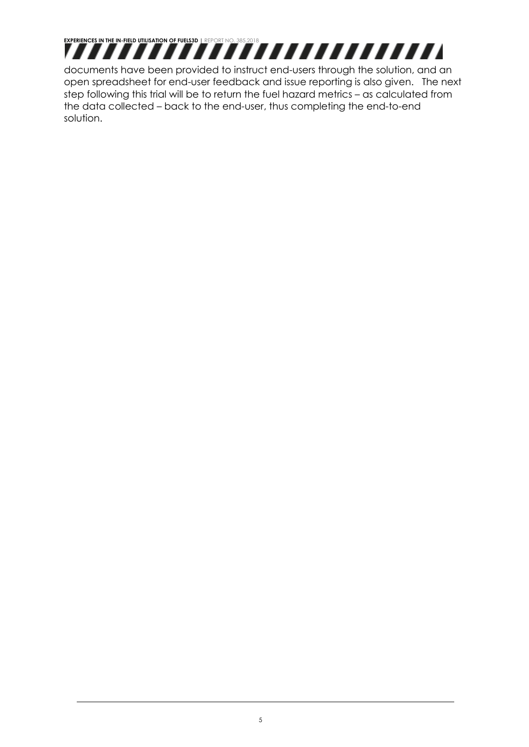documents have been provided to instruct end-users through the solution, and an open spreadsheet for end-user feedback and issue reporting is also given. The next step following this trial will be to return the fuel hazard metrics – as calculated from the data collected – back to the end-user, thus completing the end-to-end solution.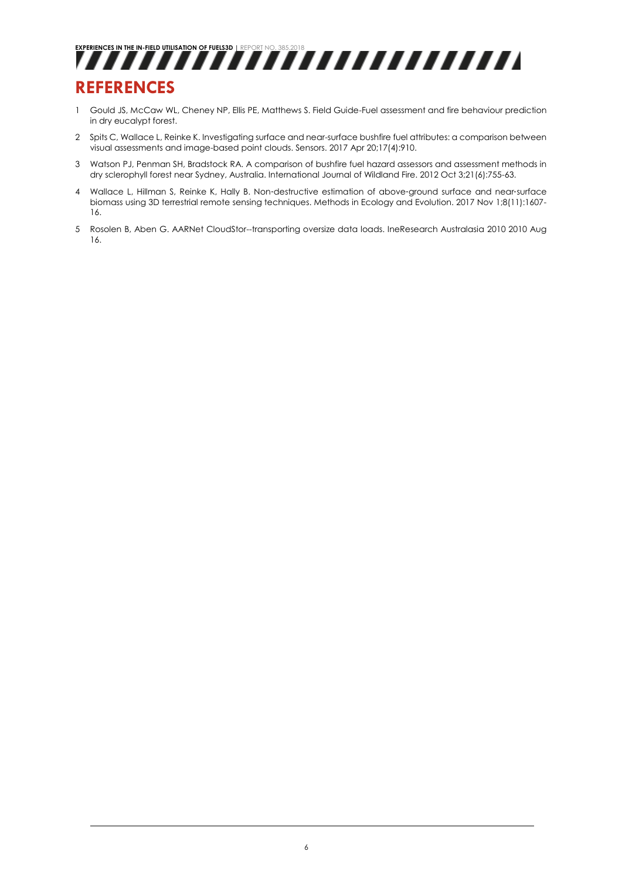# REFERENCES

1 Gould JS, McCaw WL, Cheney NP, Ellis PE, Matthews S. Field Guide-Fuel assessment and fire behaviour prediction in dry eucalypt forest.

2 Spits C, Wallace L, Reinke K. Investigating surface and near-surface bushfire fuel attributes: a comparison between visual assessments and image-based point clouds. Sensors. 2017 Apr 20;17(4):910.

3 Watson PJ, Penman SH, Bradstock RA. A comparison of bushfire fuel hazard assessors and assessment methods in dry sclerophyll forest near Sydney, Australia. International Journal of Wildland Fire. 2012 Oct 3;21(6):755-63.

4 Wallace L, Hillman S, Reinke K, Hally B. Non-destructive estimation of above-ground surface and near-surface biomass using 3D terrestrial remote sensing techniques. Methods in Ecology and Evolution. 2017 Nov 1;8(11):1607-16.

5 Rosolen B, Aben G. AARNet CloudStor--transporting oversize data loads. IneResearch Australasia 2010 2010 Aug 16.